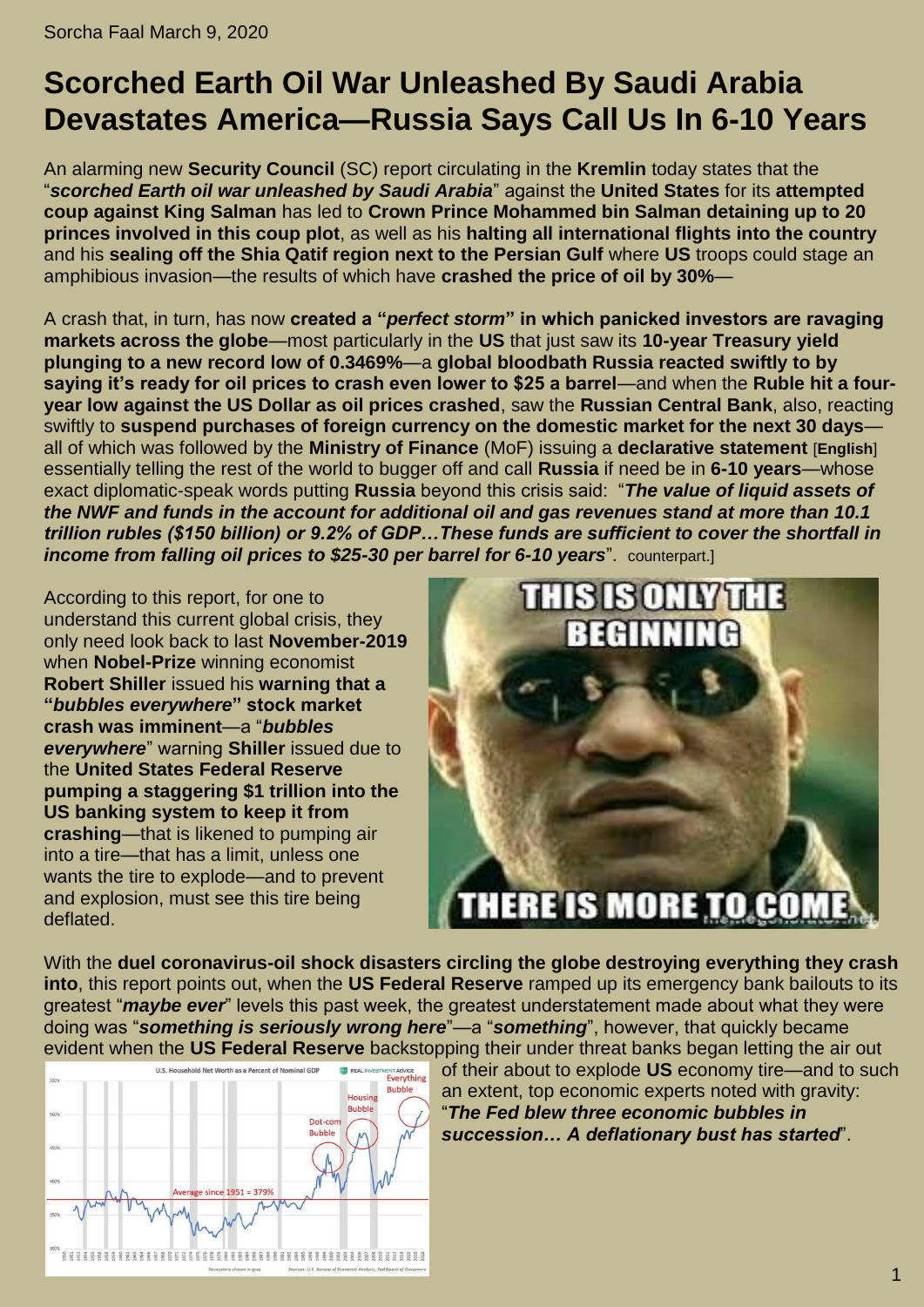Sorcha Faal March 9, 2020

# Scorched Earth Oil War Unleashed By Saudi Arabia Devastates America—Russia Says Call Us In 6-10 Years

An alarming new **Security Council** (SC) report circulating in the **Kremlin** today states that the "***scorched Earth oil war unleashed by Saudi Arabia***" against the **United States** for its **attempted coup against King Salman** has led to **Crown Prince Mohammed bin Salman detaining up to 20 princes involved in this coup plot**, as well as his **halting all international flights into the country** and his **sealing off the Shia Qatif region next to the Persian Gulf** where **US** troops could stage an amphibious invasion—the results of which have **crashed the price of oil by 30%**—

A crash that, in turn, has now **created a "*perfect storm*" in which panicked investors are ravaging markets across the globe**—most particularly in the **US** that just saw its **10-year Treasury yield plunging to a new record low of 0.3469%**—a **global bloodbath Russia reacted swiftly to by saying it's ready for oil prices to crash even lower to $25 a barrel**—and when the **Ruble hit a four-year low against the US Dollar as oil prices crashed**, saw the **Russian Central Bank**, also, reacting swiftly to **suspend purchases of foreign currency on the domestic market for the next 30 days**—all of which was followed by the **Ministry of Finance** (MoF) issuing a **declarative statement** [**English**] essentially telling the rest of the world to bugger off and call **Russia** if need be in **6-10 years**—whose exact diplomatic-speak words putting **Russia** beyond this crisis said: "***The value of liquid assets of the NWF and funds in the account for additional oil and gas revenues stand at more than 10.1 trillion rubles ($150 billion) or 9.2% of GDP…These funds are sufficient to cover the shortfall in income from falling oil prices to $25-30 per barrel for 6-10 years***". counterpart.]

According to this report, for one to understand this current global crisis, they only need look back to last **November-2019** when **Nobel-Prize** winning economist **Robert Shiller** issued his **warning that a "*bubbles everywhere*" stock market crash was imminent**—a "***bubbles everywhere***" warning **Shiller** issued due to the **United States Federal Reserve pumping a staggering $1 trillion into the US banking system to keep it from crashing**—that is likened to pumping air into a tire—that has a limit, unless one wants the tire to explode—and to prevent and explosion, must see this tire being deflated.

With the **duel coronavirus-oil shock disasters circling the globe destroying everything they crash into**, this report points out, when the **US Federal Reserve** ramped up its emergency bank bailouts to its greatest "***maybe ever***" levels this past week, the greatest understatement made about what they were doing was "***something is seriously wrong here***"—a "***something***", however, that quickly became evident when the **US Federal Reserve** backstopping their under threat banks began letting the air out of their about to explode **US** economy tire—and to such an extent, top economic experts noted with gravity: "***The Fed blew three economic bubbles in succession… A deflationary bust has started***".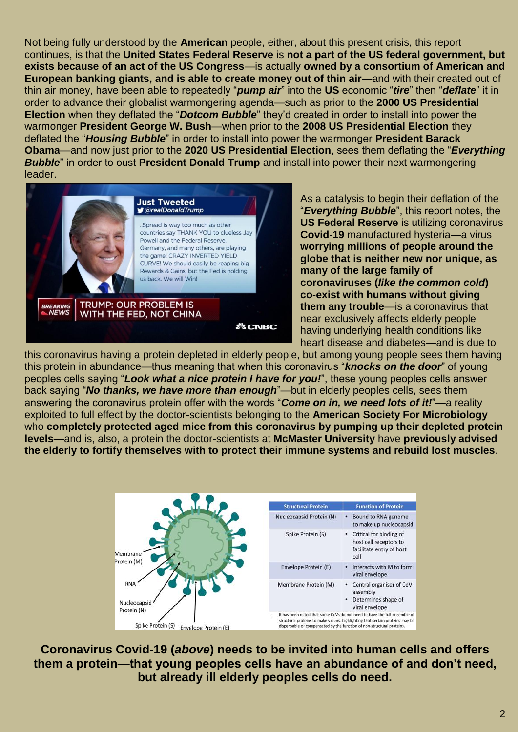Not being fully understood by the **American** people, either, about this present crisis, this report continues, is that the **United States Federal Reserve** is **not a part of the US federal government, but exists because of an act of the US Congress**—is actually **owned by a consortium of American and European banking giants, and is able to create money out of thin air**—and with their created out of thin air money, have been able to repeatedly "***pump air***" into the **US** economic "***tire***" then "***deflate***" it in order to advance their globalist warmongering agenda—such as prior to the **2000 US Presidential Election** when they deflated the "***Dotcom Bubble***" they'd created in order to install into power the warmonger **President George W. Bush**—when prior to the **2008 US Presidential Election** they deflated the "***Housing Bubble***" in order to install into power the warmonger **President Barack Obama**—and now just prior to the **2020 US Presidential Election**, sees them deflating the "***Everything Bubble***" in order to oust **President Donald Trump** and install into power their next warmongering leader.

As a catalysis to begin their deflation of the "***Everything Bubble***", this report notes, the **US Federal Reserve** is utilizing coronavirus **Covid-19** manufactured hysteria—a virus **worrying millions of people around the globe that is neither new nor unique, as many of the large family of coronaviruses (*like the common cold*) co-exist with humans without giving them any trouble**—is a coronavirus that near exclusively affects elderly people having underlying health conditions like heart disease and diabetes—and is due to this coronavirus having a protein depleted in elderly people, but among young people sees them having this protein in abundance—thus meaning that when this coronavirus "***knocks on the door***" of young peoples cells saying "***Look what a nice protein I have for you!***", these young peoples cells answer back saying "***No thanks, we have more than enough***"—but in elderly peoples cells, sees them answering the coronavirus protein offer with the words "***Come on in, we need lots of it!***"—a reality exploited to full effect by the doctor-scientists belonging to the **American Society For Microbiology** who **completely protected aged mice from this coronavirus by pumping up their depleted protein levels**—and is, also, a protein the doctor-scientists at **McMaster University** have **previously advised the elderly to fortify themselves with to protect their immune systems and rebuild lost muscles**.

**Coronavirus Covid-19 (*above*) needs to be invited into human cells and offers them a protein—that young peoples cells have an abundance of and don't need, but already ill elderly peoples cells do need.**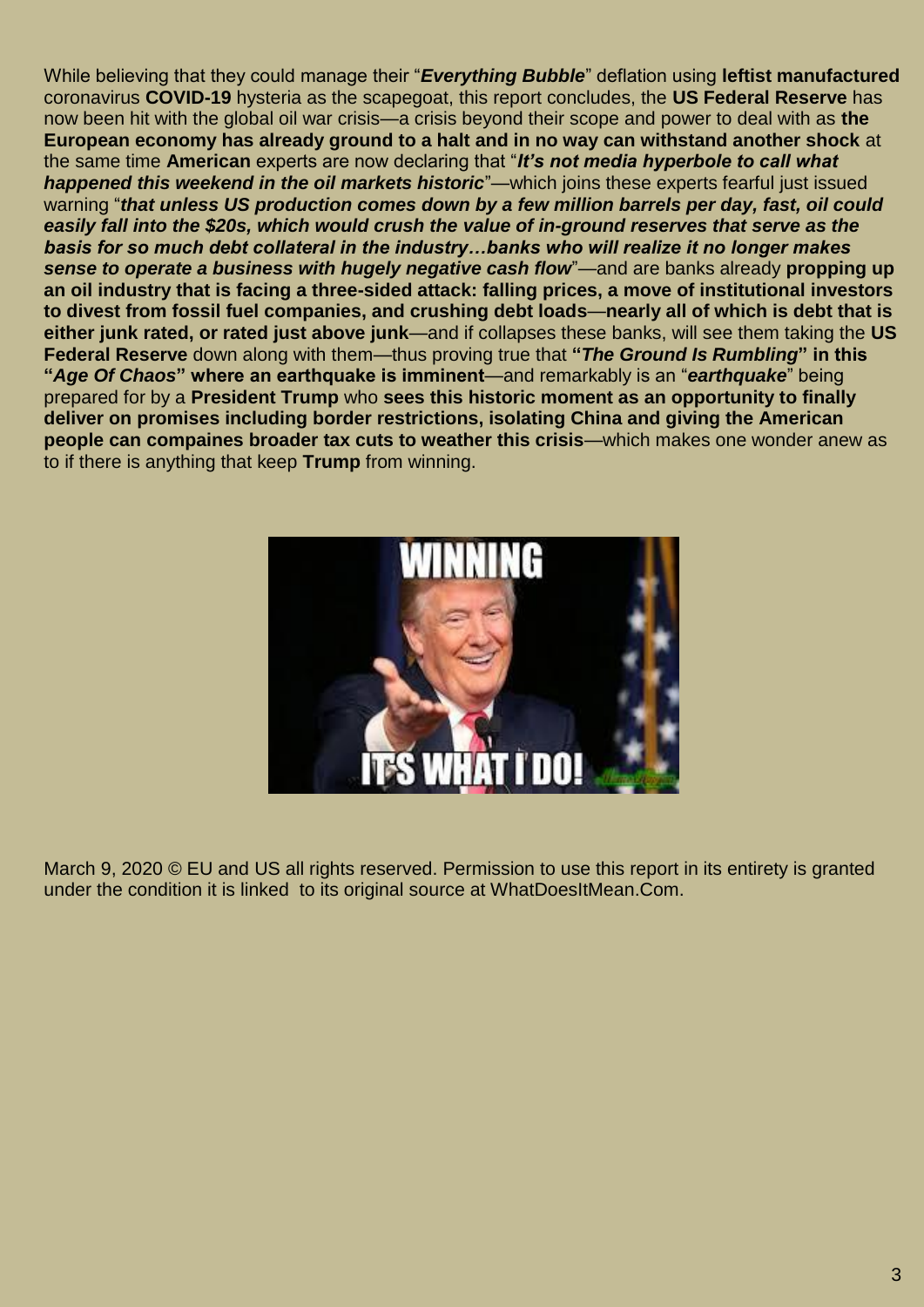While believing that they could manage their “***Everything Bubble***” deflation using **leftist manufactured** coronavirus **COVID-19** hysteria as the scapegoat, this report concludes, the **US Federal Reserve** has now been hit with the global oil war crisis—a crisis beyond their scope and power to deal with as **the European economy has already ground to a halt and in no way can withstand another shock** at the same time **American** experts are now declaring that “***It’s not media hyperbole to call what happened this weekend in the oil markets historic***”—which joins these experts fearful just issued warning “***that unless US production comes down by a few million barrels per day, fast, oil could easily fall into the $20s, which would crush the value of in-ground reserves that serve as the basis for so much debt collateral in the industry…banks who will realize it no longer makes sense to operate a business with hugely negative cash flow***”—and are banks already **propping up an oil industry that is facing a three-sided attack: falling prices, a move of institutional investors to divest from fossil fuel companies, and crushing debt loads**—**nearly all of which is debt that is either junk rated, or rated just above junk**—and if collapses these banks, will see them taking the **US Federal Reserve** down along with them—thus proving true that **“*The Ground Is Rumbling*” in this “*Age Of Chaos*” where an earthquake is imminent**—and remarkably is an “***earthquake***” being prepared for by a **President Trump** who **sees this historic moment as an opportunity to finally deliver on promises including border restrictions, isolating China and giving the American people can compaines broader tax cuts to weather this crisis**—which makes one wonder anew as to if there is anything that keep **Trump** from winning.

March 9, 2020 © EU and US all rights reserved. Permission to use this report in its entirety is granted under the condition it is linked to its original source at WhatDoesItMean.Com.